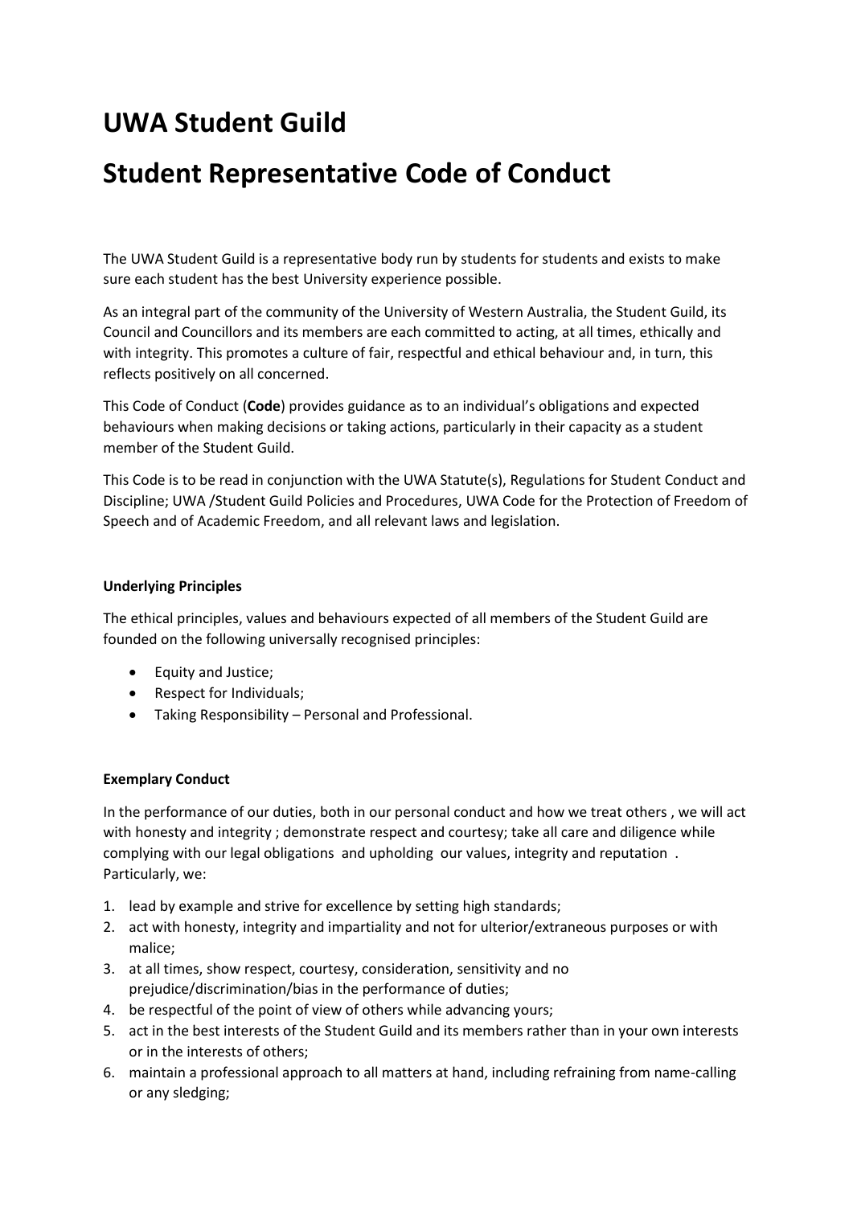# UWA Student Guild

# Student Representative Code of Conduct

The UWA Student Guild is a representative body run by students for students and exists to make sure each student has the best University experience possible.

As an integral part of the community of the University of Western Australia, the Student Guild, its Council and Councillors and its members are each committed to acting, at all times, ethically and with integrity. This promotes a culture of fair, respectful and ethical behaviour and, in turn, this reflects positively on all concerned.

This Code of Conduct (**Code**) provides guidance as to an individual's obligations and expected behaviours when making decisions or taking actions, particularly in their capacity as a student member of the Student Guild.

This Code is to be read in conjunction with the UWA Statute(s), Regulations for Student Conduct and Discipline; UWA /Student Guild Policies and Procedures, UWA Code for the Protection of Freedom of Speech and of Academic Freedom, and all relevant laws and legislation.

**Underlying Principles**

The ethical principles, values and behaviours expected of all members of the Student Guild are founded on the following universally recognised principles:

- Equity and Justice;
- Respect for Individuals;
- Taking Responsibility – Personal and Professional.

**Exemplary Conduct**

In the performance of our duties, both in our personal conduct and how we treat others , we will act with honesty and integrity ; demonstrate respect and courtesy; take all care and diligence while complying with our legal obligations and upholding our values, integrity and reputation . Particularly, we:

1. lead by example and strive for excellence by setting high standards;
2. act with honesty, integrity and impartiality and not for ulterior/extraneous purposes or with malice;
3. at all times, show respect, courtesy, consideration, sensitivity and no prejudice/discrimination/bias in the performance of duties;
4. be respectful of the point of view of others while advancing yours;
5. act in the best interests of the Student Guild and its members rather than in your own interests or in the interests of others;
6. maintain a professional approach to all matters at hand, including refraining from name-calling or any sledging;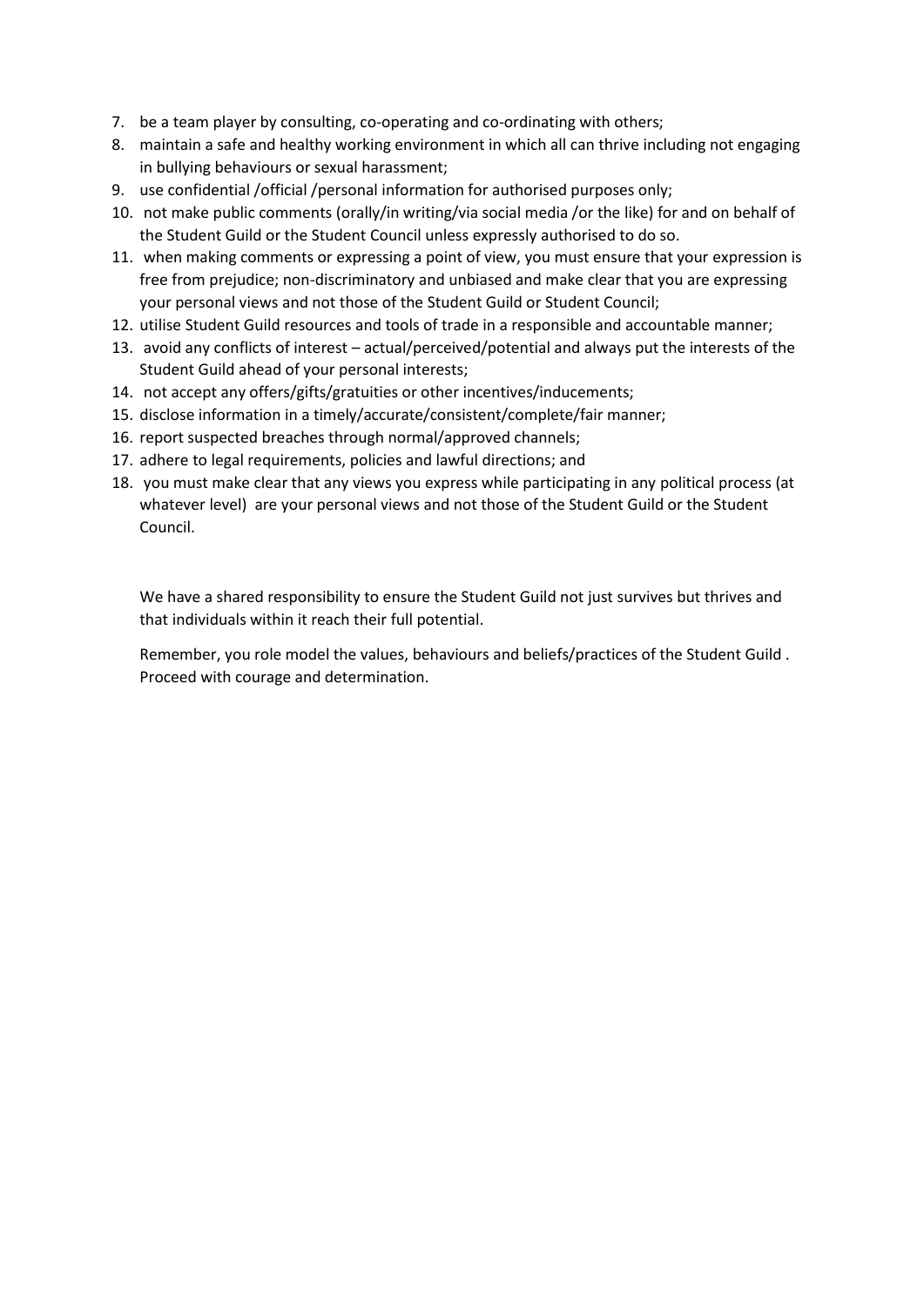7. be a team player by consulting, co-operating and co-ordinating with others;
8. maintain a safe and healthy working environment in which all can thrive including not engaging in bullying behaviours or sexual harassment;
9. use confidential /official /personal information for authorised purposes only;
10. not make public comments (orally/in writing/via social media /or the like) for and on behalf of the Student Guild or the Student Council unless expressly authorised to do so.
11. when making comments or expressing a point of view, you must ensure that your expression is free from prejudice; non-discriminatory and unbiased and make clear that you are expressing your personal views and not those of the Student Guild or Student Council;
12. utilise Student Guild resources and tools of trade in a responsible and accountable manner;
13. avoid any conflicts of interest – actual/perceived/potential and always put the interests of the Student Guild ahead of your personal interests;
14. not accept any offers/gifts/gratuities or other incentives/inducements;
15. disclose information in a timely/accurate/consistent/complete/fair manner;
16. report suspected breaches through normal/approved channels;
17. adhere to legal requirements, policies and lawful directions; and
18. you must make clear that any views you express while participating in any political process (at whatever level) are your personal views and not those of the Student Guild or the Student Council.

We have a shared responsibility to ensure the Student Guild not just survives but thrives and that individuals within it reach their full potential.

Remember, you role model the values, behaviours and beliefs/practices of the Student Guild . Proceed with courage and determination.